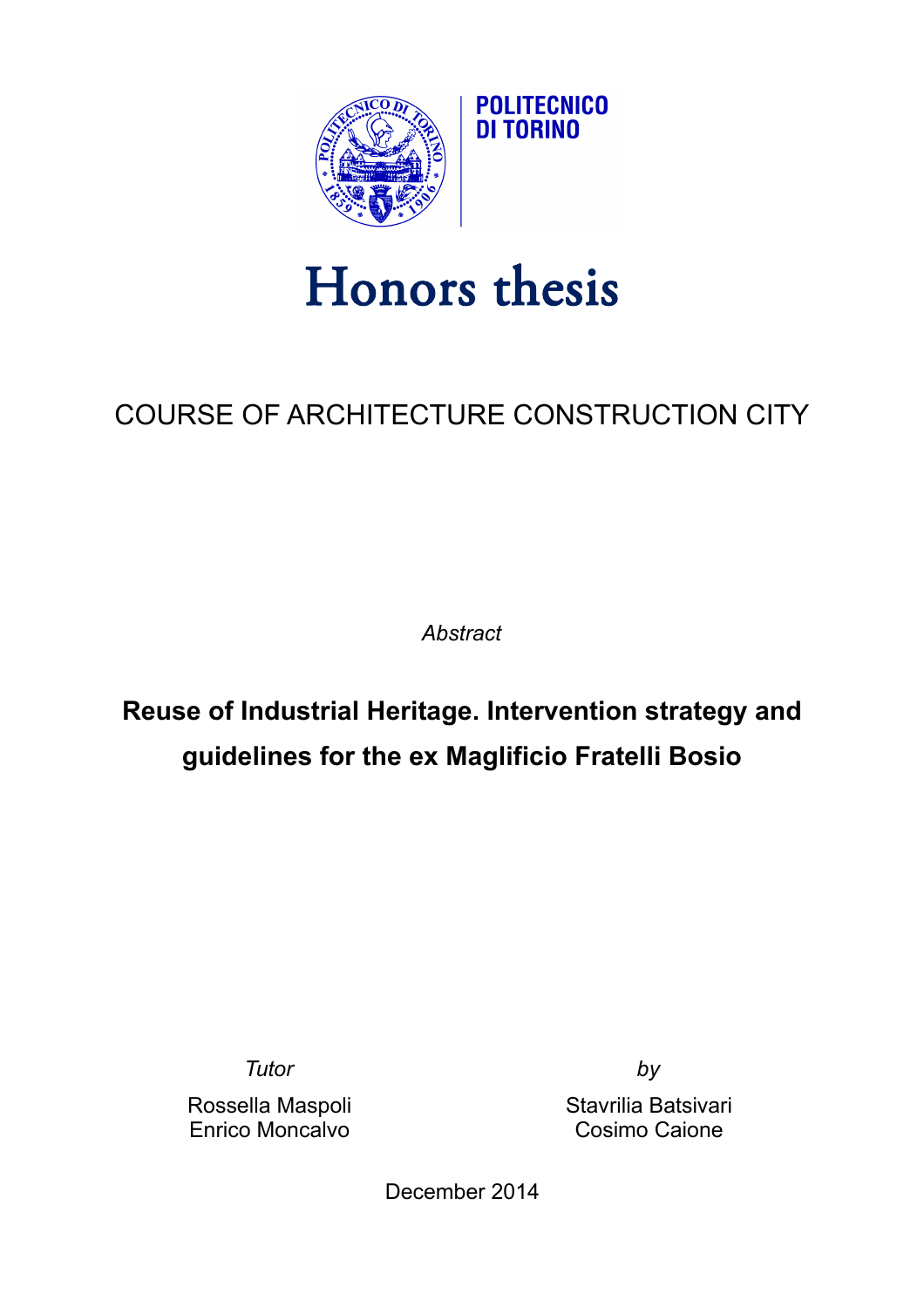POLITECNICO DI TORINO

# Honors thesis

## COURSE OF ARCHITECTURE CONSTRUCTION CITY

*Abstract*

**Reuse of Industrial Heritage. Intervention strategy and guidelines for the ex Maglificio Fratelli Bosio**

*Tutor*

Rossella Maspoli
Enrico Moncalvo

*by*

Stavrilia Batsivari
Cosimo Caione

December 2014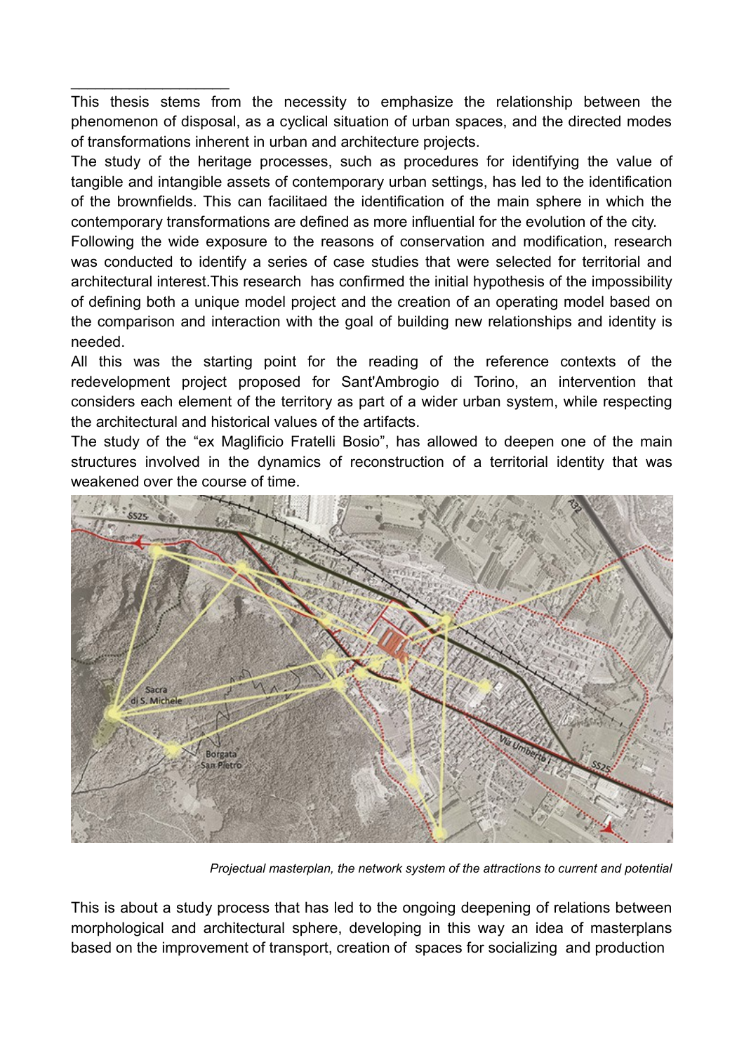This thesis stems from the necessity to emphasize the relationship between the phenomenon of disposal, as a cyclical situation of urban spaces, and the directed modes of transformations inherent in urban and architecture projects.

The study of the heritage processes, such as procedures for identifying the value of tangible and intangible assets of contemporary urban settings, has led to the identification of the brownfields. This can facilitaed the identification of the main sphere in which the contemporary transformations are defined as more influential for the evolution of the city.

Following the wide exposure to the reasons of conservation and modification, research was conducted to identify a series of case studies that were selected for territorial and architectural interest.This research has confirmed the initial hypothesis of the impossibility of defining both a unique model project and the creation of an operating model based on the comparison and interaction with the goal of building new relationships and identity is needed.

All this was the starting point for the reading of the reference contexts of the redevelopment project proposed for Sant'Ambrogio di Torino, an intervention that considers each element of the territory as part of a wider urban system, while respecting the architectural and historical values of the artifacts.

The study of the "ex Maglificio Fratelli Bosio", has allowed to deepen one of the main structures involved in the dynamics of reconstruction of a territorial identity that was weakened over the course of time.

*Projectual masterplan, the network system of the attractions to current and potential*

This is about a study process that has led to the ongoing deepening of relations between morphological and architectural sphere, developing in this way an idea of masterplans based on the improvement of transport, creation of spaces for socializing and production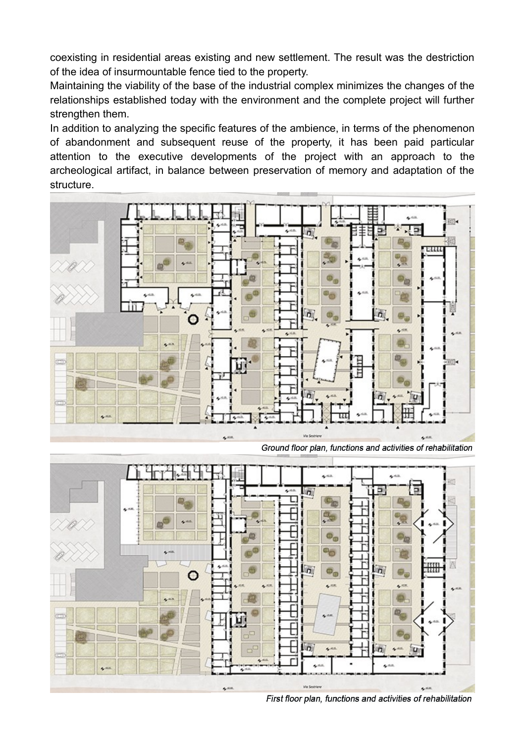coexisting in residential areas existing and new settlement. The result was the destriction of the idea of insurmountable fence tied to the property.

Maintaining the viability of the base of the industrial complex minimizes the changes of the relationships established today with the environment and the complete project will further strengthen them.

In addition to analyzing the specific features of the ambience, in terms of the phenomenon of abandonment and subsequent reuse of the property, it has been paid particular attention to the executive developments of the project with an approach to the archeological artifact, in balance between preservation of memory and adaptation of the structure.

*Ground floor plan, functions and activities of rehabilitation*

*First floor plan, functions and activities of rehabilitation*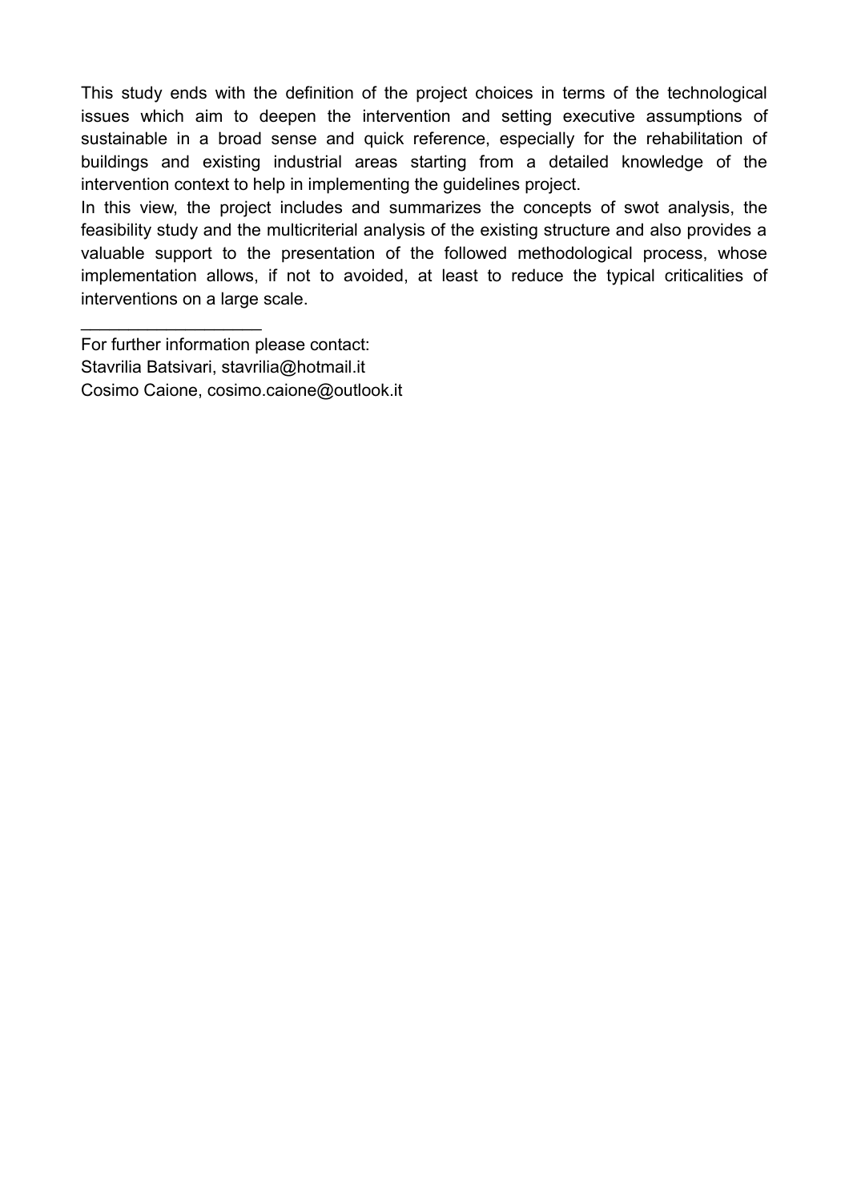This study ends with the definition of the project choices in terms of the technological issues which aim to deepen the intervention and setting executive assumptions of sustainable in a broad sense and quick reference, especially for the rehabilitation of buildings and existing industrial areas starting from a detailed knowledge of the intervention context to help in implementing the guidelines project.

In this view, the project includes and summarizes the concepts of swot analysis, the feasibility study and the multicriterial analysis of the existing structure and also provides a valuable support to the presentation of the followed methodological process, whose implementation allows, if not to avoided, at least to reduce the typical criticalities of interventions on a large scale.

___________________

For further information please contact:
Stavrilia Batsivari, stavrilia@hotmail.it
Cosimo Caione, cosimo.caione@outlook.it